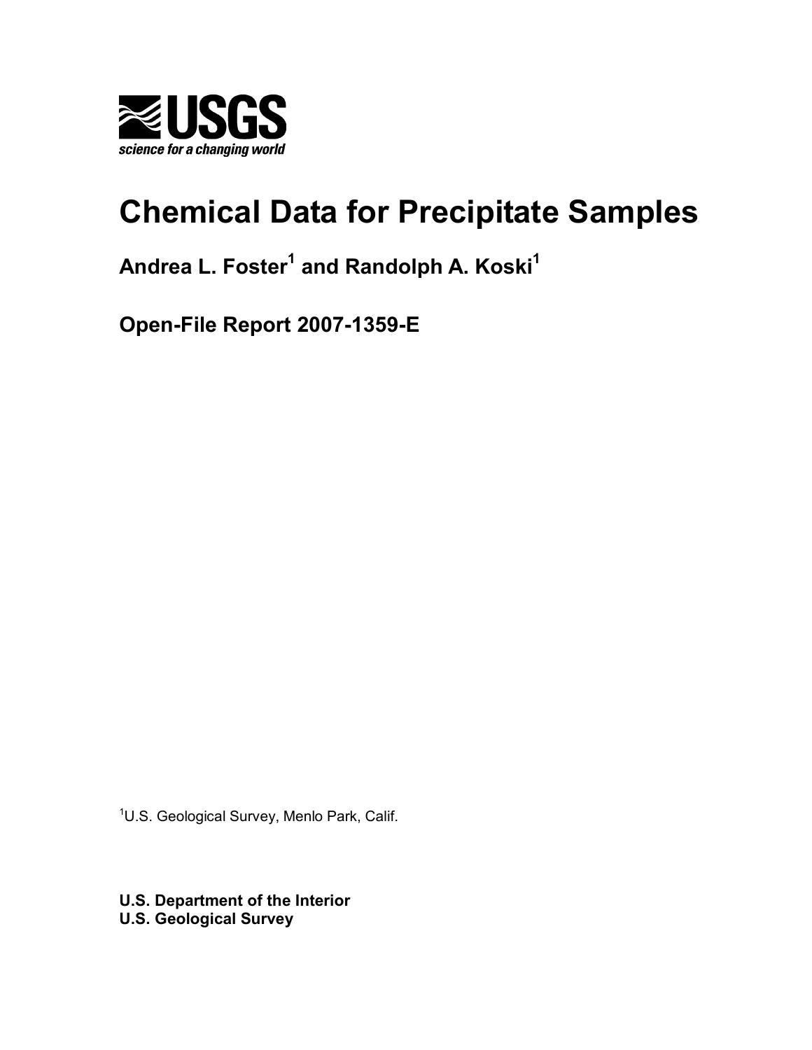USGS

*science for a changing world*

# Chemical Data for Precipitate Samples

**Andrea L. Foster[1] and Randolph A. Koski[1]**

**Open-File Report 2007-1359-E**

[1]U.S. Geological Survey, Menlo Park, Calif.

**U.S. Department of the Interior**
**U.S. Geological Survey**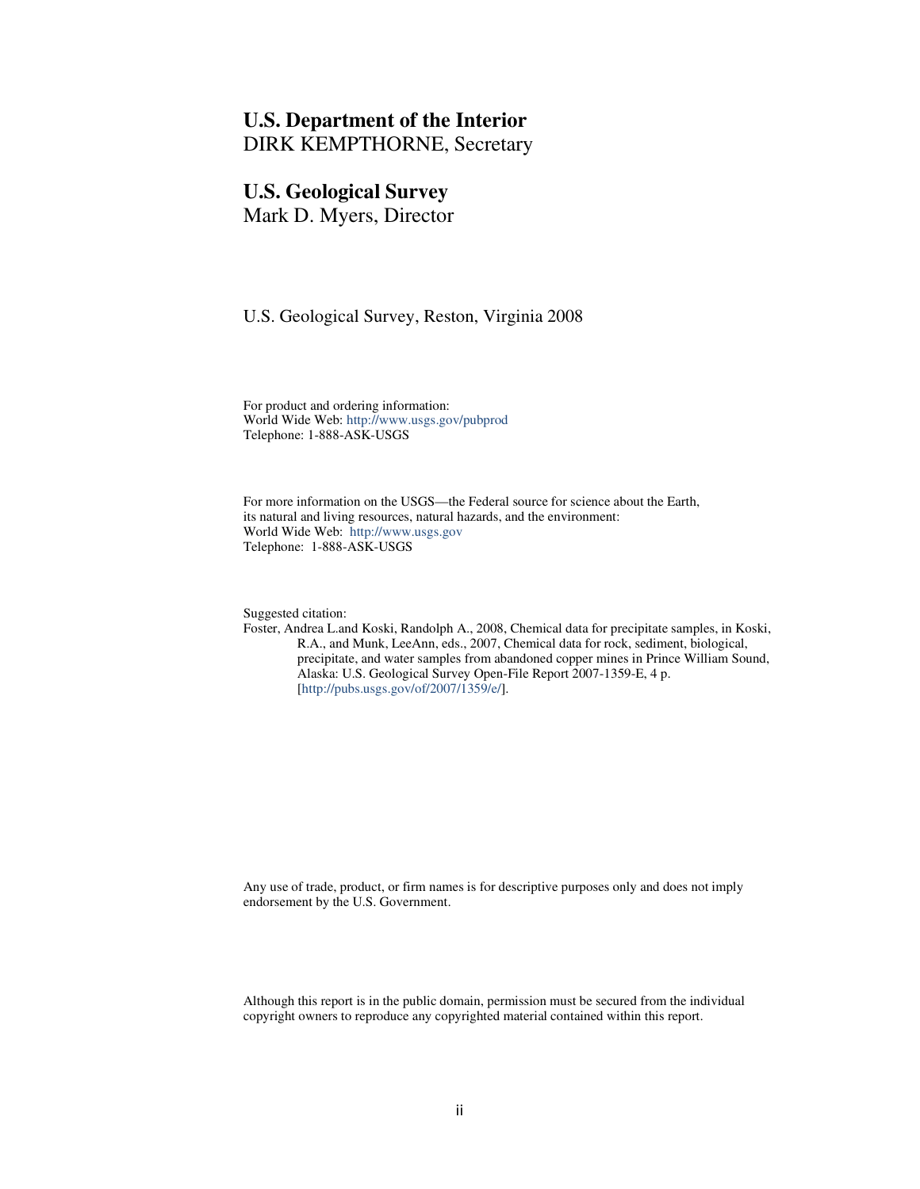**U.S. Department of the Interior**
DIRK KEMPTHORNE, Secretary

**U.S. Geological Survey**
Mark D. Myers, Director

U.S. Geological Survey, Reston, Virginia 2008

For product and ordering information:
World Wide Web: http://www.usgs.gov/pubprod
Telephone: 1-888-ASK-USGS

For more information on the USGS—the Federal source for science about the Earth, its natural and living resources, natural hazards, and the environment:
World Wide Web: http://www.usgs.gov
Telephone: 1-888-ASK-USGS

Suggested citation:
Foster, Andrea L.and Koski, Randolph A., 2008, Chemical data for precipitate samples, in Koski, R.A., and Munk, LeeAnn, eds., 2007, Chemical data for rock, sediment, biological, precipitate, and water samples from abandoned copper mines in Prince William Sound, Alaska: U.S. Geological Survey Open-File Report 2007-1359-E, 4 p. [http://pubs.usgs.gov/of/2007/1359/e/].

Any use of trade, product, or firm names is for descriptive purposes only and does not imply endorsement by the U.S. Government.

Although this report is in the public domain, permission must be secured from the individual copyright owners to reproduce any copyrighted material contained within this report.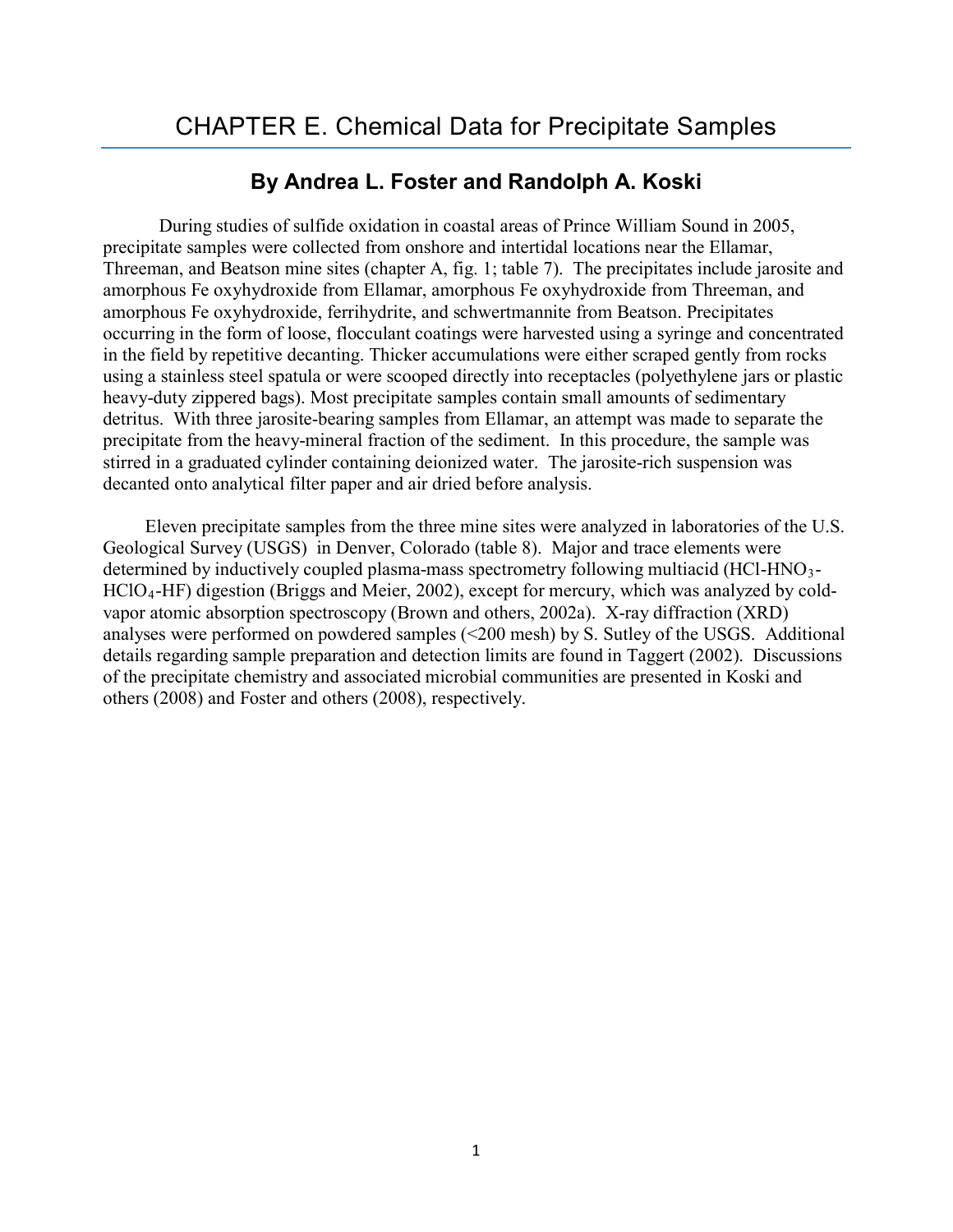# CHAPTER E. Chemical Data for Precipitate Samples

## By Andrea L. Foster and Randolph A. Koski

During studies of sulfide oxidation in coastal areas of Prince William Sound in 2005, precipitate samples were collected from onshore and intertidal locations near the Ellamar, Threeman, and Beatson mine sites (chapter A, fig. 1; table 7). The precipitates include jarosite and amorphous Fe oxyhydroxide from Ellamar, amorphous Fe oxyhydroxide from Threeman, and amorphous Fe oxyhydroxide, ferrihydrite, and schwertmannite from Beatson. Precipitates occurring in the form of loose, flocculant coatings were harvested using a syringe and concentrated in the field by repetitive decanting. Thicker accumulations were either scraped gently from rocks using a stainless steel spatula or were scooped directly into receptacles (polyethylene jars or plastic heavy-duty zippered bags). Most precipitate samples contain small amounts of sedimentary detritus. With three jarosite-bearing samples from Ellamar, an attempt was made to separate the precipitate from the heavy-mineral fraction of the sediment. In this procedure, the sample was stirred in a graduated cylinder containing deionized water. The jarosite-rich suspension was decanted onto analytical filter paper and air dried before analysis.

Eleven precipitate samples from the three mine sites were analyzed in laboratories of the U.S. Geological Survey (USGS) in Denver, Colorado (table 8). Major and trace elements were determined by inductively coupled plasma-mass spectrometry following multiacid (HCl-$HNO_3$-$HClO_4$-HF) digestion (Briggs and Meier, 2002), except for mercury, which was analyzed by cold-vapor atomic absorption spectroscopy (Brown and others, 2002a). X-ray diffraction (XRD) analyses were performed on powdered samples (<200 mesh) by S. Sutley of the USGS. Additional details regarding sample preparation and detection limits are found in Taggert (2002). Discussions of the precipitate chemistry and associated microbial communities are presented in Koski and others (2008) and Foster and others (2008), respectively.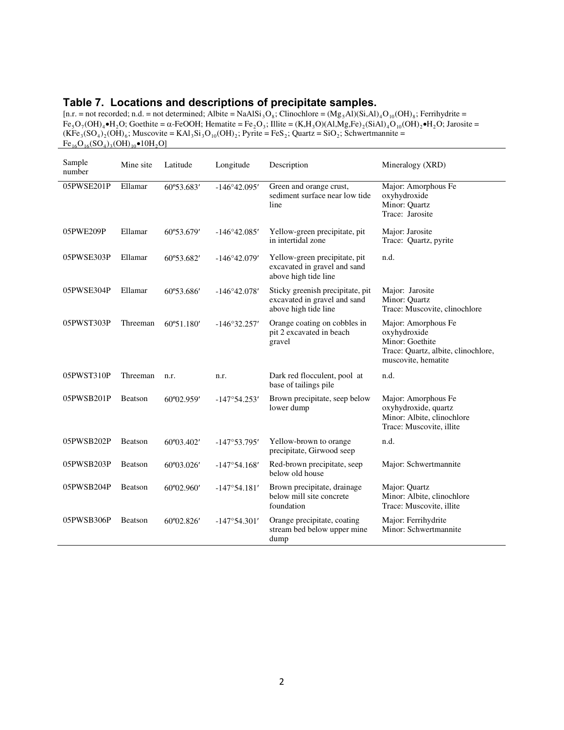## Table 7. Locations and descriptions of precipitate samples.

[n.r. = not recorded; n.d. = not determined; Albite = $NaAlSi_3O_8$; Clinochlore = $(Mg_5Al)(Si,Al)_4O_{10}(OH)_8$; Ferrihydrite = $Fe_5O_7(OH)_4 \bullet H_2O$; Goethite = $\alpha$-FeOOH; Hematite = $Fe_2O_3$; Illite = $(K,H_3O)(Al,Mg,Fe)_2(SiAl)_4O_{10}(OH)_2 \bullet H_2O$; Jarosite = $(KFe_3(SO_4)_2(OH)_6$; Muscovite = $KAl_3Si_3O_{10}(OH)_2$; Pyrite = $FeS_2$; Quartz = $SiO_2$; Schwertmannite = $Fe_{16}O_{16}(SO_4)_3(OH)_{10} \bullet 10H_2O$]

| Sample number | Mine site | Latitude | Longitude | Description | Mineralogy (XRD) |
|---|---|---|---|---|---|
| 05PWSE201P | Ellamar | 60º53.683′ | -146°42.095′ | Green and orange crust, sediment surface near low tide line | Major: Amorphous Fe oxyhydroxide<br>Minor: Quartz<br>Trace: Jarosite |
| 05PWE209P | Ellamar | 60º53.679′ | -146°42.085′ | Yellow-green precipitate, pit in intertidal zone | Major: Jarosite<br>Trace: Quartz, pyrite |
| 05PWSE303P | Ellamar | 60º53.682′ | -146°42.079′ | Yellow-green precipitate, pit excavated in gravel and sand above high tide line | n.d. |
| 05PWSE304P | Ellamar | 60º53.686′ | -146°42.078′ | Sticky greenish precipitate, pit excavated in gravel and sand above high tide line | Major: Jarosite<br>Minor: Quartz<br>Trace: Muscovite, clinochlore |
| 05PWST303P | Threeman | 60º51.180′ | -146°32.257′ | Orange coating on cobbles in pit 2 excavated in beach gravel | Major: Amorphous Fe oxyhydroxide<br>Minor: Goethite<br>Trace: Quartz, albite, clinochlore, muscovite, hematite |
| 05PWST310P | Threeman | n.r. | n.r. | Dark red flocculent, pool at base of tailings pile | n.d. |
| 05PWSB201P | Beatson | 60º02.959′ | -147°54.253′ | Brown precipitate, seep below lower dump | Major: Amorphous Fe oxyhydroxide, quartz<br>Minor: Albite, clinochlore<br>Trace: Muscovite, illite |
| 05PWSB202P | Beatson | 60º03.402′ | -147°53.795′ | Yellow-brown to orange precipitate, Girwood seep | n.d. |
| 05PWSB203P | Beatson | 60º03.026′ | -147°54.168′ | Red-brown precipitate, seep below old house | Major: Schwertmannite |
| 05PWSB204P | Beatson | 60º02.960′ | -147°54.181′ | Brown precipitate, drainage below mill site concrete foundation | Major: Quartz<br>Minor: Albite, clinochlore<br>Trace: Muscovite, illite |
| 05PWSB306P | Beatson | 60º02.826′ | -147°54.301′ | Orange precipitate, coating stream bed below upper mine dump | Major: Ferrihydrite<br>Minor: Schwertmannite |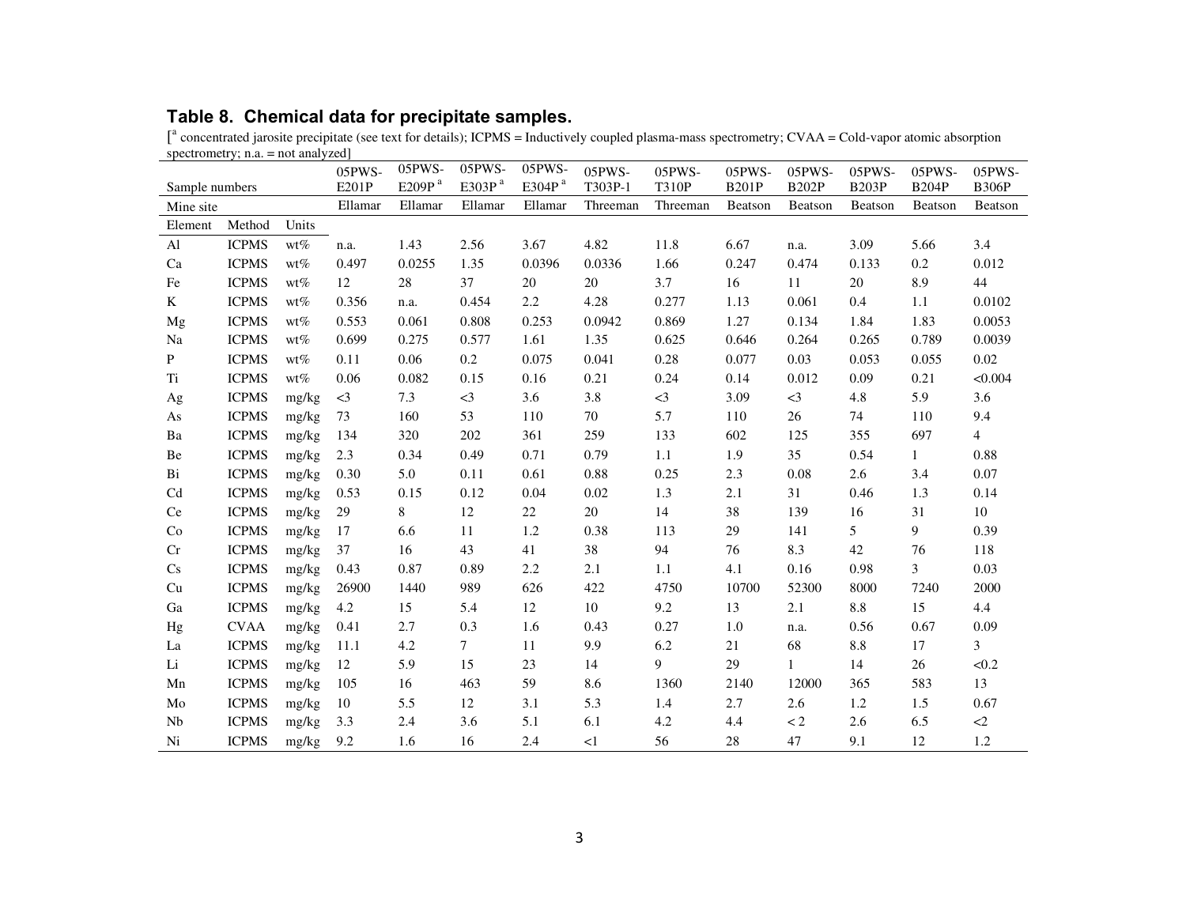## Table 8. Chemical data for precipitate samples.

[[a] concentrated jarosite precipitate (see text for details); ICPMS = Inductively coupled plasma-mass spectrometry; CVAA = Cold-vapor atomic absorption spectrometry; n.a. = not analyzed]

| Sample numbers | | | 05PWS-E201P | 05PWS-E209P [a] | 05PWS-E303P [a] | 05PWS-E304P [a] | 05PWS-T303P-1 | 05PWS-T310P | 05PWS-B201P | 05PWS-B202P | 05PWS-B203P | 05PWS-B204P | 05PWS-B306P |
|---|---|---|---|---|---|---|---|---|---|---|---|---|---|
| Mine site | | | Ellamar | Ellamar | Ellamar | Ellamar | Threeman | Threeman | Beatson | Beatson | Beatson | Beatson | Beatson |
| Element | Method | Units | | | | | | | | | | | |
| Al | ICPMS | wt% | n.a. | 1.43 | 2.56 | 3.67 | 4.82 | 11.8 | 6.67 | n.a. | 3.09 | 5.66 | 3.4 |
| Ca | ICPMS | wt% | 0.497 | 0.0255 | 1.35 | 0.0396 | 0.0336 | 1.66 | 0.247 | 0.474 | 0.133 | 0.2 | 0.012 |
| Fe | ICPMS | wt% | 12 | 28 | 37 | 20 | 20 | 3.7 | 16 | 11 | 20 | 8.9 | 44 |
| K | ICPMS | wt% | 0.356 | n.a. | 0.454 | 2.2 | 4.28 | 0.277 | 1.13 | 0.061 | 0.4 | 1.1 | 0.0102 |
| Mg | ICPMS | wt% | 0.553 | 0.061 | 0.808 | 0.253 | 0.0942 | 0.869 | 1.27 | 0.134 | 1.84 | 1.83 | 0.0053 |
| Na | ICPMS | wt% | 0.699 | 0.275 | 0.577 | 1.61 | 1.35 | 0.625 | 0.646 | 0.264 | 0.265 | 0.789 | 0.0039 |
| P | ICPMS | wt% | 0.11 | 0.06 | 0.2 | 0.075 | 0.041 | 0.28 | 0.077 | 0.03 | 0.053 | 0.055 | 0.02 |
| Ti | ICPMS | wt% | 0.06 | 0.082 | 0.15 | 0.16 | 0.21 | 0.24 | 0.14 | 0.012 | 0.09 | 0.21 | <0.004 |
| Ag | ICPMS | mg/kg | <3 | 7.3 | <3 | 3.6 | 3.8 | <3 | 3.09 | <3 | 4.8 | 5.9 | 3.6 |
| As | ICPMS | mg/kg | 73 | 160 | 53 | 110 | 70 | 5.7 | 110 | 26 | 74 | 110 | 9.4 |
| Ba | ICPMS | mg/kg | 134 | 320 | 202 | 361 | 259 | 133 | 602 | 125 | 355 | 697 | 4 |
| Be | ICPMS | mg/kg | 2.3 | 0.34 | 0.49 | 0.71 | 0.79 | 1.1 | 1.9 | 35 | 0.54 | 1 | 0.88 |
| Bi | ICPMS | mg/kg | 0.30 | 5.0 | 0.11 | 0.61 | 0.88 | 0.25 | 2.3 | 0.08 | 2.6 | 3.4 | 0.07 |
| Cd | ICPMS | mg/kg | 0.53 | 0.15 | 0.12 | 0.04 | 0.02 | 1.3 | 2.1 | 31 | 0.46 | 1.3 | 0.14 |
| Ce | ICPMS | mg/kg | 29 | 8 | 12 | 22 | 20 | 14 | 38 | 139 | 16 | 31 | 10 |
| Co | ICPMS | mg/kg | 17 | 6.6 | 11 | 1.2 | 0.38 | 113 | 29 | 141 | 5 | 9 | 0.39 |
| Cr | ICPMS | mg/kg | 37 | 16 | 43 | 41 | 38 | 94 | 76 | 8.3 | 42 | 76 | 118 |
| Cs | ICPMS | mg/kg | 0.43 | 0.87 | 0.89 | 2.2 | 2.1 | 1.1 | 4.1 | 0.16 | 0.98 | 3 | 0.03 |
| Cu | ICPMS | mg/kg | 26900 | 1440 | 989 | 626 | 422 | 4750 | 10700 | 52300 | 8000 | 7240 | 2000 |
| Ga | ICPMS | mg/kg | 4.2 | 15 | 5.4 | 12 | 10 | 9.2 | 13 | 2.1 | 8.8 | 15 | 4.4 |
| Hg | CVAA | mg/kg | 0.41 | 2.7 | 0.3 | 1.6 | 0.43 | 0.27 | 1.0 | n.a. | 0.56 | 0.67 | 0.09 |
| La | ICPMS | mg/kg | 11.1 | 4.2 | 7 | 11 | 9.9 | 6.2 | 21 | 68 | 8.8 | 17 | 3 |
| Li | ICPMS | mg/kg | 12 | 5.9 | 15 | 23 | 14 | 9 | 29 | 1 | 14 | 26 | <0.2 |
| Mn | ICPMS | mg/kg | 105 | 16 | 463 | 59 | 8.6 | 1360 | 2140 | 12000 | 365 | 583 | 13 |
| Mo | ICPMS | mg/kg | 10 | 5.5 | 12 | 3.1 | 5.3 | 1.4 | 2.7 | 2.6 | 1.2 | 1.5 | 0.67 |
| Nb | ICPMS | mg/kg | 3.3 | 2.4 | 3.6 | 5.1 | 6.1 | 4.2 | 4.4 | < 2 | 2.6 | 6.5 | <2 |
| Ni | ICPMS | mg/kg | 9.2 | 1.6 | 16 | 2.4 | <1 | 56 | 28 | 47 | 9.1 | 12 | 1.2 |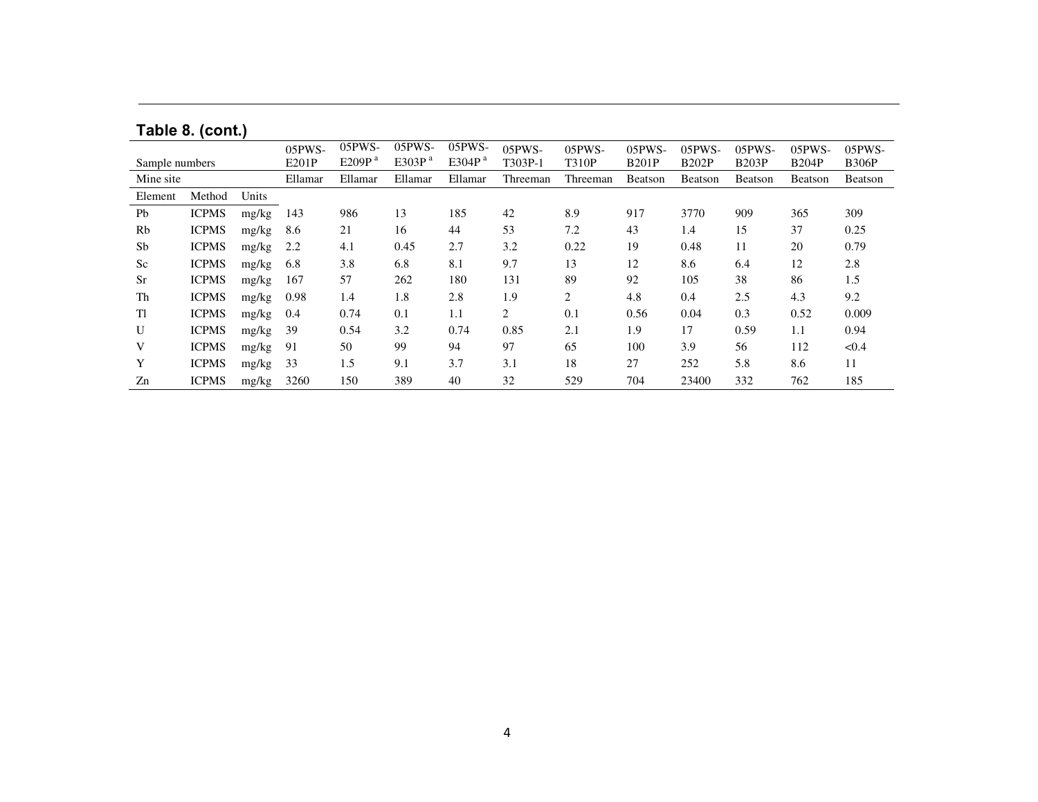**Table 8. (cont.)**

| Sample numbers | | | 05PWS-E201P | 05PWS-E209P [a] | 05PWS-E303P [a] | 05PWS-E304P [a] | 05PWS-T303P-1 | 05PWS-T310P | 05PWS-B201P | 05PWS-B202P | 05PWS-B203P | 05PWS-B204P | 05PWS-B306P |
|---|---|---|---|---|---|---|---|---|---|---|---|---|---|
| Mine site | | | Ellamar | Ellamar | Ellamar | Ellamar | Threeman | Threeman | Beatson | Beatson | Beatson | Beatson | Beatson |
| Element | Method | Units | | | | | | | | | | | |
| Pb | ICPMS | mg/kg | 143 | 986 | 13 | 185 | 42 | 8.9 | 917 | 3770 | 909 | 365 | 309 |
| Rb | ICPMS | mg/kg | 8.6 | 21 | 16 | 44 | 53 | 7.2 | 43 | 1.4 | 15 | 37 | 0.25 |
| Sb | ICPMS | mg/kg | 2.2 | 4.1 | 0.45 | 2.7 | 3.2 | 0.22 | 19 | 0.48 | 11 | 20 | 0.79 |
| Sc | ICPMS | mg/kg | 6.8 | 3.8 | 6.8 | 8.1 | 9.7 | 13 | 12 | 8.6 | 6.4 | 12 | 2.8 |
| Sr | ICPMS | mg/kg | 167 | 57 | 262 | 180 | 131 | 89 | 92 | 105 | 38 | 86 | 1.5 |
| Th | ICPMS | mg/kg | 0.98 | 1.4 | 1.8 | 2.8 | 1.9 | 2 | 4.8 | 0.4 | 2.5 | 4.3 | 9.2 |
| Tl | ICPMS | mg/kg | 0.4 | 0.74 | 0.1 | 1.1 | 2 | 0.1 | 0.56 | 0.04 | 0.3 | 0.52 | 0.009 |
| U | ICPMS | mg/kg | 39 | 0.54 | 3.2 | 0.74 | 0.85 | 2.1 | 1.9 | 17 | 0.59 | 1.1 | 0.94 |
| V | ICPMS | mg/kg | 91 | 50 | 99 | 94 | 97 | 65 | 100 | 3.9 | 56 | 112 | <0.4 |
| Y | ICPMS | mg/kg | 33 | 1.5 | 9.1 | 3.7 | 3.1 | 18 | 27 | 252 | 5.8 | 8.6 | 11 |
| Zn | ICPMS | mg/kg | 3260 | 150 | 389 | 40 | 32 | 529 | 704 | 23400 | 332 | 762 | 185 |